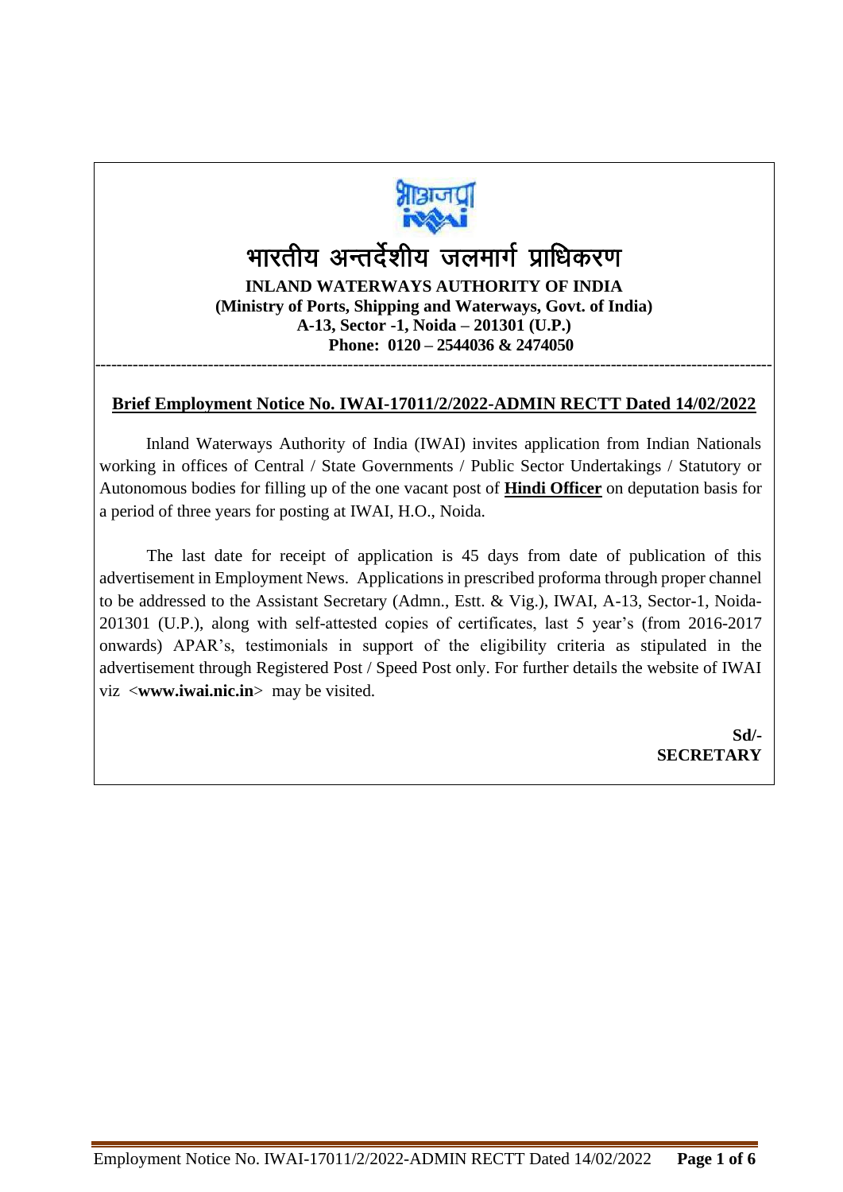# भारतीय अन्तर्देशीय जलमार्ग प्राधिकरण

**INLAND WATERWAYS AUTHORITY OF INDIA**
**(Ministry of Ports, Shipping and Waterways, Govt. of India)**
**A-13, Sector -1, Noida – 201301 (U.P.)**
**Phone: 0120 – 2544036 & 2474050**

---

## Brief Employment Notice No. IWAI-17011/2/2022-ADMIN RECTT Dated 14/02/2022

Inland Waterways Authority of India (IWAI) invites application from Indian Nationals working in offices of Central / State Governments / Public Sector Undertakings / Statutory or Autonomous bodies for filling up of the one vacant post of **Hindi Officer** on deputation basis for a period of three years for posting at IWAI, H.O., Noida.

The last date for receipt of application is 45 days from date of publication of this advertisement in Employment News. Applications in prescribed proforma through proper channel to be addressed to the Assistant Secretary (Admn., Estt. & Vig.), IWAI, A-13, Sector-1, Noida-201301 (U.P.), along with self-attested copies of certificates, last 5 year's (from 2016-2017 onwards) APAR's, testimonials in support of the eligibility criteria as stipulated in the advertisement through Registered Post / Speed Post only. For further details the website of IWAI viz <**www.iwai.nic.in**> may be visited.

**Sd/-**
**SECRETARY**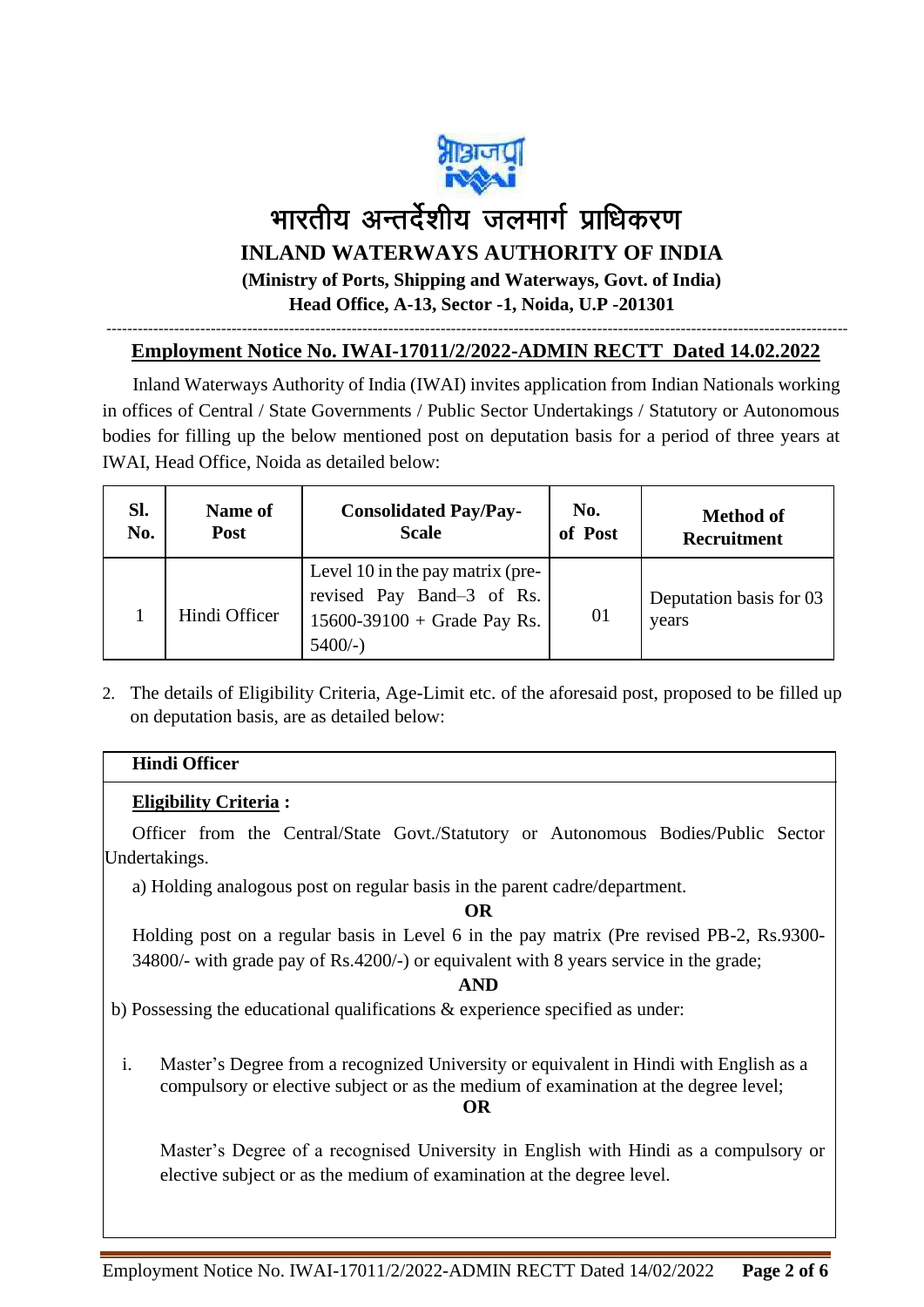# भारतीय अन्तर्देशीय जलमार्ग प्राधिकरण

## INLAND WATERWAYS AUTHORITY OF INDIA

**(Ministry of Ports, Shipping and Waterways, Govt. of India)**

**Head Office, A-13, Sector -1, Noida, U.P -201301**

---

**Employment Notice No. IWAI-17011/2/2022-ADMIN RECTT Dated 14.02.2022**

Inland Waterways Authority of India (IWAI) invites application from Indian Nationals working in offices of Central / State Governments / Public Sector Undertakings / Statutory or Autonomous bodies for filling up the below mentioned post on deputation basis for a period of three years at IWAI, Head Office, Noida as detailed below:

| Sl. No. | Name of Post | Consolidated Pay/Pay-Scale | No. of Post | Method of Recruitment |
|---|---|---|---|---|
| 1 | Hindi Officer | Level 10 in the pay matrix (pre-revised Pay Band–3 of Rs. 15600-39100 + Grade Pay Rs. 5400/-) | 01 | Deputation basis for 03 years |

2. The details of Eligibility Criteria, Age-Limit etc. of the aforesaid post, proposed to be filled up on deputation basis, are as detailed below:

**Hindi Officer**

**Eligibility Criteria :**

Officer from the Central/State Govt./Statutory or Autonomous Bodies/Public Sector Undertakings.

a) Holding analogous post on regular basis in the parent cadre/department.

**OR**

Holding post on a regular basis in Level 6 in the pay matrix (Pre revised PB-2, Rs.9300-34800/- with grade pay of Rs.4200/-) or equivalent with 8 years service in the grade;

**AND**

b) Possessing the educational qualifications & experience specified as under:

i. Master's Degree from a recognized University or equivalent in Hindi with English as a compulsory or elective subject or as the medium of examination at the degree level;

**OR**

Master's Degree of a recognised University in English with Hindi as a compulsory or elective subject or as the medium of examination at the degree level.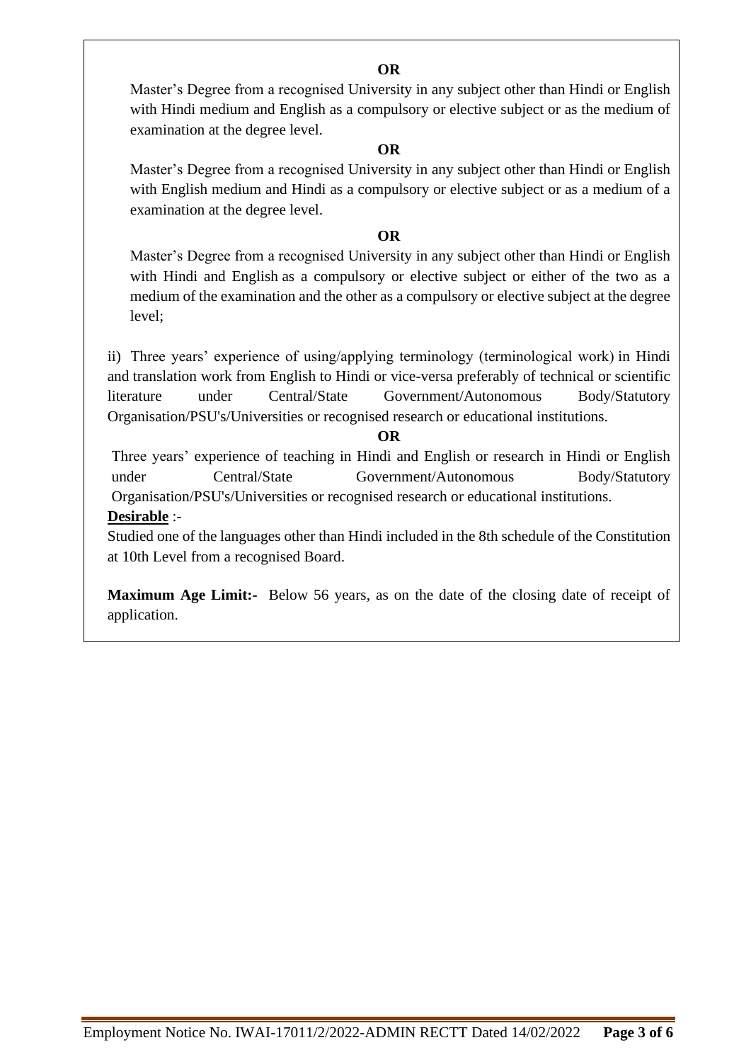**OR**

Master's Degree from a recognised University in any subject other than Hindi or English with Hindi medium and English as a compulsory or elective subject or as the medium of examination at the degree level.

**OR**

Master's Degree from a recognised University in any subject other than Hindi or English with English medium and Hindi as a compulsory or elective subject or as a medium of a examination at the degree level.

**OR**

Master's Degree from a recognised University in any subject other than Hindi or English with Hindi and English as a compulsory or elective subject or either of the two as a medium of the examination and the other as a compulsory or elective subject at the degree level;

ii) Three years' experience of using/applying terminology (terminological work) in Hindi and translation work from English to Hindi or vice-versa preferably of technical or scientific literature under Central/State Government/Autonomous Body/Statutory Organisation/PSU's/Universities or recognised research or educational institutions.

**OR**

Three years' experience of teaching in Hindi and English or research in Hindi or English under Central/State Government/Autonomous Body/Statutory Organisation/PSU's/Universities or recognised research or educational institutions.

**Desirable** :-

Studied one of the languages other than Hindi included in the 8th schedule of the Constitution at 10th Level from a recognised Board.

**Maximum Age Limit:-** Below 56 years, as on the date of the closing date of receipt of application.

Employment Notice No. IWAI-17011/2/2022-ADMIN RECTT Dated 14/02/2022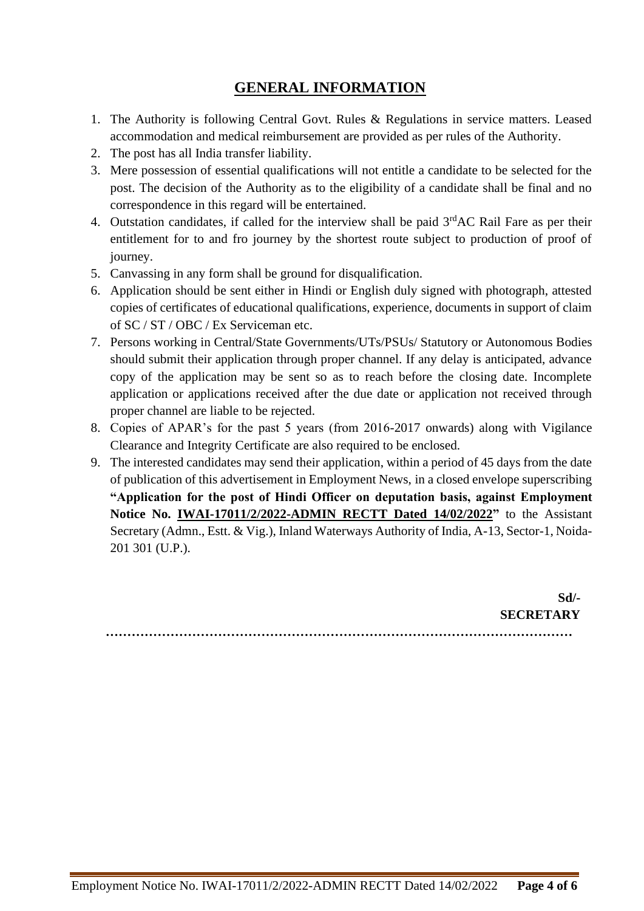## GENERAL INFORMATION

1. The Authority is following Central Govt. Rules & Regulations in service matters. Leased accommodation and medical reimbursement are provided as per rules of the Authority.
2. The post has all India transfer liability.
3. Mere possession of essential qualifications will not entitle a candidate to be selected for the post. The decision of the Authority as to the eligibility of a candidate shall be final and no correspondence in this regard will be entertained.
4. Outstation candidates, if called for the interview shall be paid 3rd AC Rail Fare as per their entitlement for to and fro journey by the shortest route subject to production of proof of journey.
5. Canvassing in any form shall be ground for disqualification.
6. Application should be sent either in Hindi or English duly signed with photograph, attested copies of certificates of educational qualifications, experience, documents in support of claim of SC / ST / OBC / Ex Serviceman etc.
7. Persons working in Central/State Governments/UTs/PSUs/ Statutory or Autonomous Bodies should submit their application through proper channel. If any delay is anticipated, advance copy of the application may be sent so as to reach before the closing date. Incomplete application or applications received after the due date or application not received through proper channel are liable to be rejected.
8. Copies of APAR's for the past 5 years (from 2016-2017 onwards) along with Vigilance Clearance and Integrity Certificate are also required to be enclosed.
9. The interested candidates may send their application, within a period of 45 days from the date of publication of this advertisement in Employment News, in a closed envelope superscribing **"Application for the post of Hindi Officer on deputation basis, against Employment Notice No. IWAI-17011/2/2022-ADMIN RECTT Dated 14/02/2022"** to the Assistant Secretary (Admn., Estt. & Vig.), Inland Waterways Authority of India, A-13, Sector-1, Noida-201 301 (U.P.).

**Sd/-**
**SECRETARY**

…………………………………………………………………………………………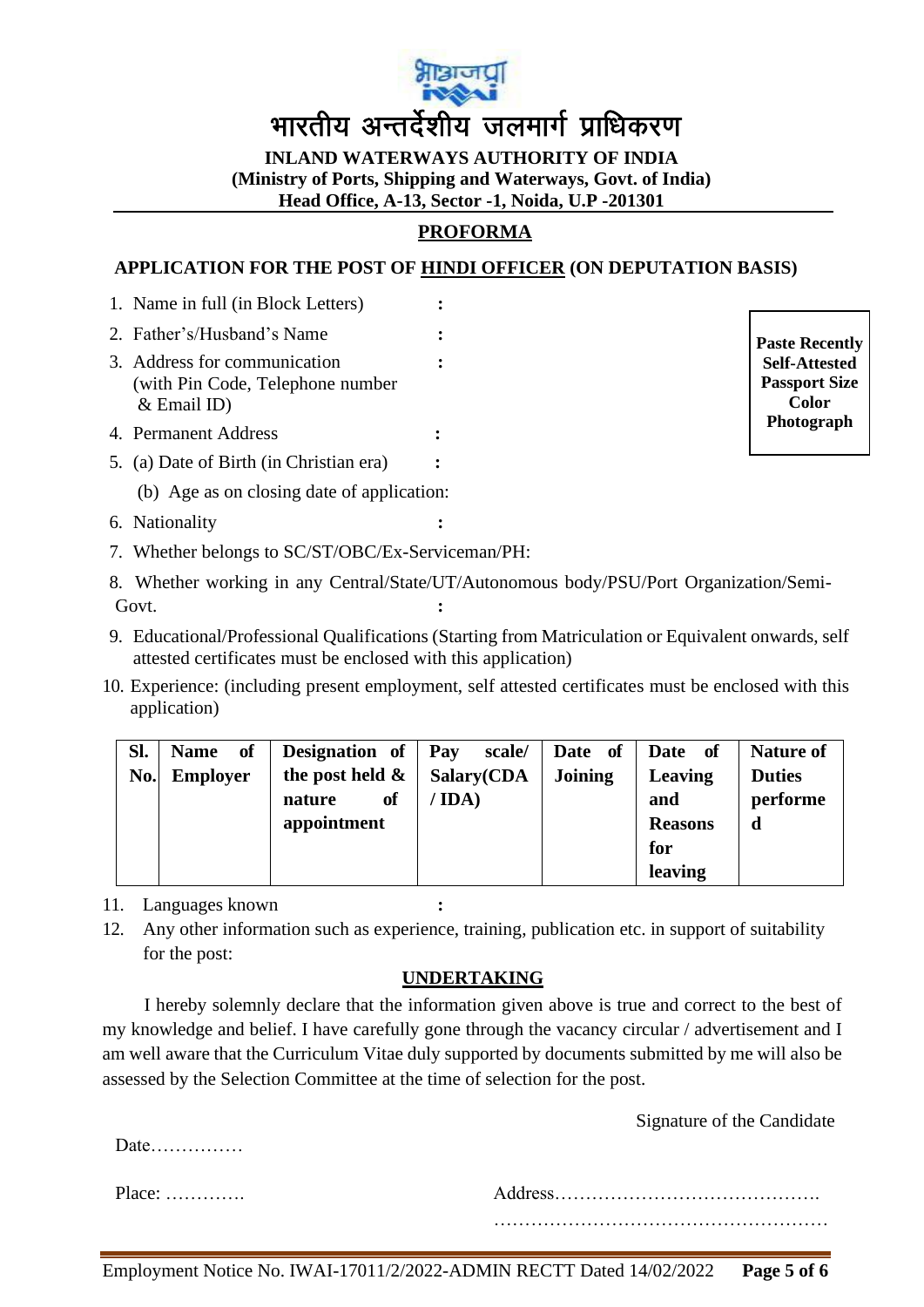भारतीय अन्तर्देशीय जलमार्ग प्राधिकरण

**INLAND WATERWAYS AUTHORITY OF INDIA**
**(Ministry of Ports, Shipping and Waterways, Govt. of India)**
**Head Office, A-13, Sector -1, Noida, U.P -201301**

## PROFORMA

### APPLICATION FOR THE POST OF HINDI OFFICER (ON DEPUTATION BASIS)

**Paste Recently Self-Attested Passport Size Color Photograph**

1. Name in full (in Block Letters) :
2. Father's/Husband's Name :
3. Address for communication (with Pin Code, Telephone number & Email ID) :
4. Permanent Address :
5. (a) Date of Birth (in Christian era) :
   (b) Age as on closing date of application:
6. Nationality :
7. Whether belongs to SC/ST/OBC/Ex-Serviceman/PH:
8. Whether working in any Central/State/UT/Autonomous body/PSU/Port Organization/Semi-Govt. :
9. Educational/Professional Qualifications (Starting from Matriculation or Equivalent onwards, self attested certificates must be enclosed with this application)
10. Experience: (including present employment, self attested certificates must be enclosed with this application)

| Sl. No. | Name of Employer | Designation of the post held & nature of appointment | Pay scale/ Salary(CDA / IDA) | Date of Joining | Date of Leaving and Reasons for leaving | Nature of Duties performed |
|---|---|---|---|---|---|---|
| | | | | | | |

11. Languages known :
12. Any other information such as experience, training, publication etc. in support of suitability for the post:

## UNDERTAKING

I hereby solemnly declare that the information given above is true and correct to the best of my knowledge and belief. I have carefully gone through the vacancy circular / advertisement and I am well aware that the Curriculum Vitae duly supported by documents submitted by me will also be assessed by the Selection Committee at the time of selection for the post.

Signature of the Candidate

Date……………

Place: ………….

Address…………………………………….
………………………………………………

Employment Notice No. IWAI-17011/2/2022-ADMIN RECTT Dated 14/02/2022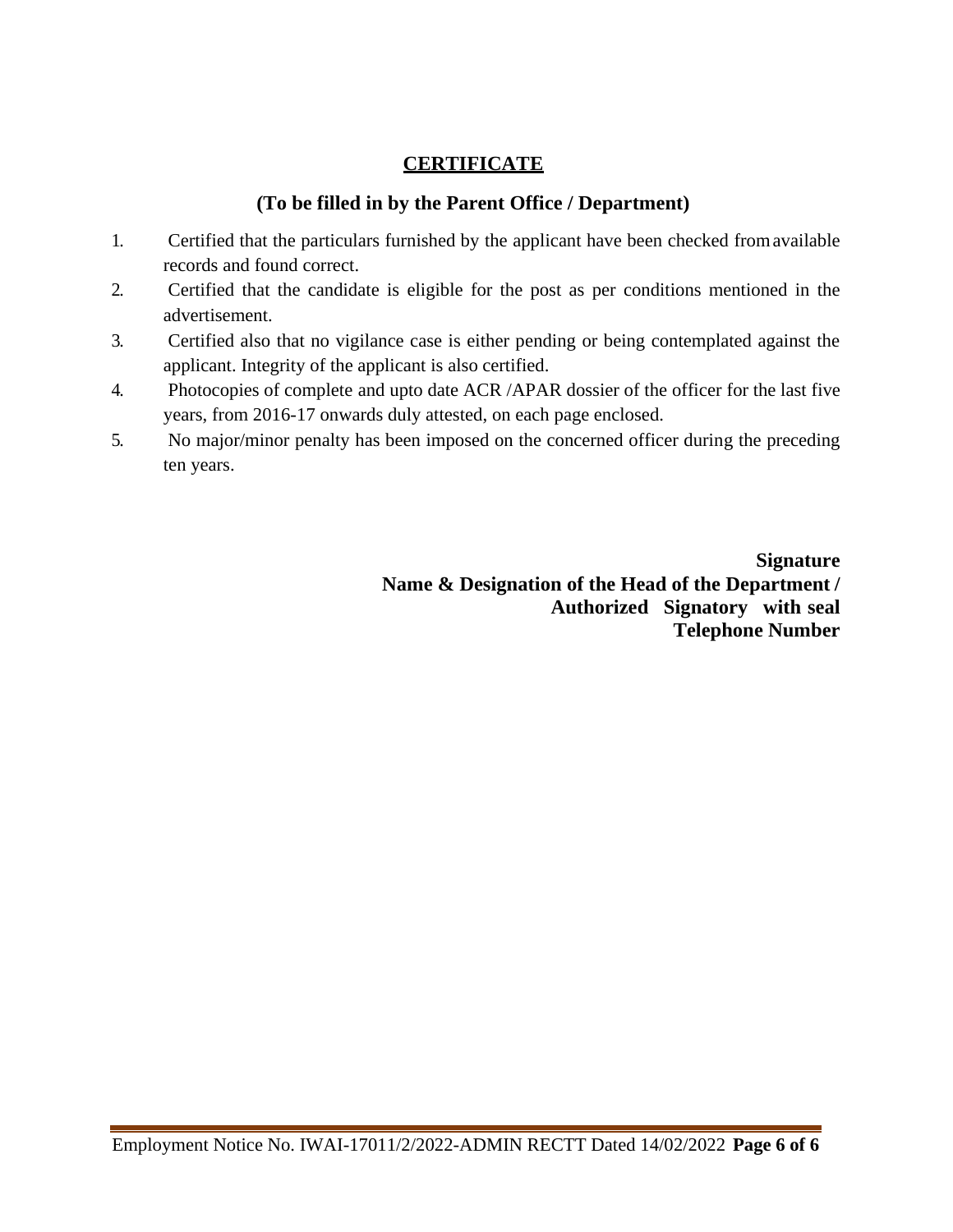## CERTIFICATE

### (To be filled in by the Parent Office / Department)

1. Certified that the particulars furnished by the applicant have been checked from available records and found correct.
2. Certified that the candidate is eligible for the post as per conditions mentioned in the advertisement.
3. Certified also that no vigilance case is either pending or being contemplated against the applicant. Integrity of the applicant is also certified.
4. Photocopies of complete and upto date ACR /APAR dossier of the officer for the last five years, from 2016-17 onwards duly attested, on each page enclosed.
5. No major/minor penalty has been imposed on the concerned officer during the preceding ten years.

**Signature**
**Name & Designation of the Head of the Department /**
**Authorized Signatory with seal**
**Telephone Number**

Employment Notice No. IWAI-17011/2/2022-ADMIN RECTT Dated 14/02/2022